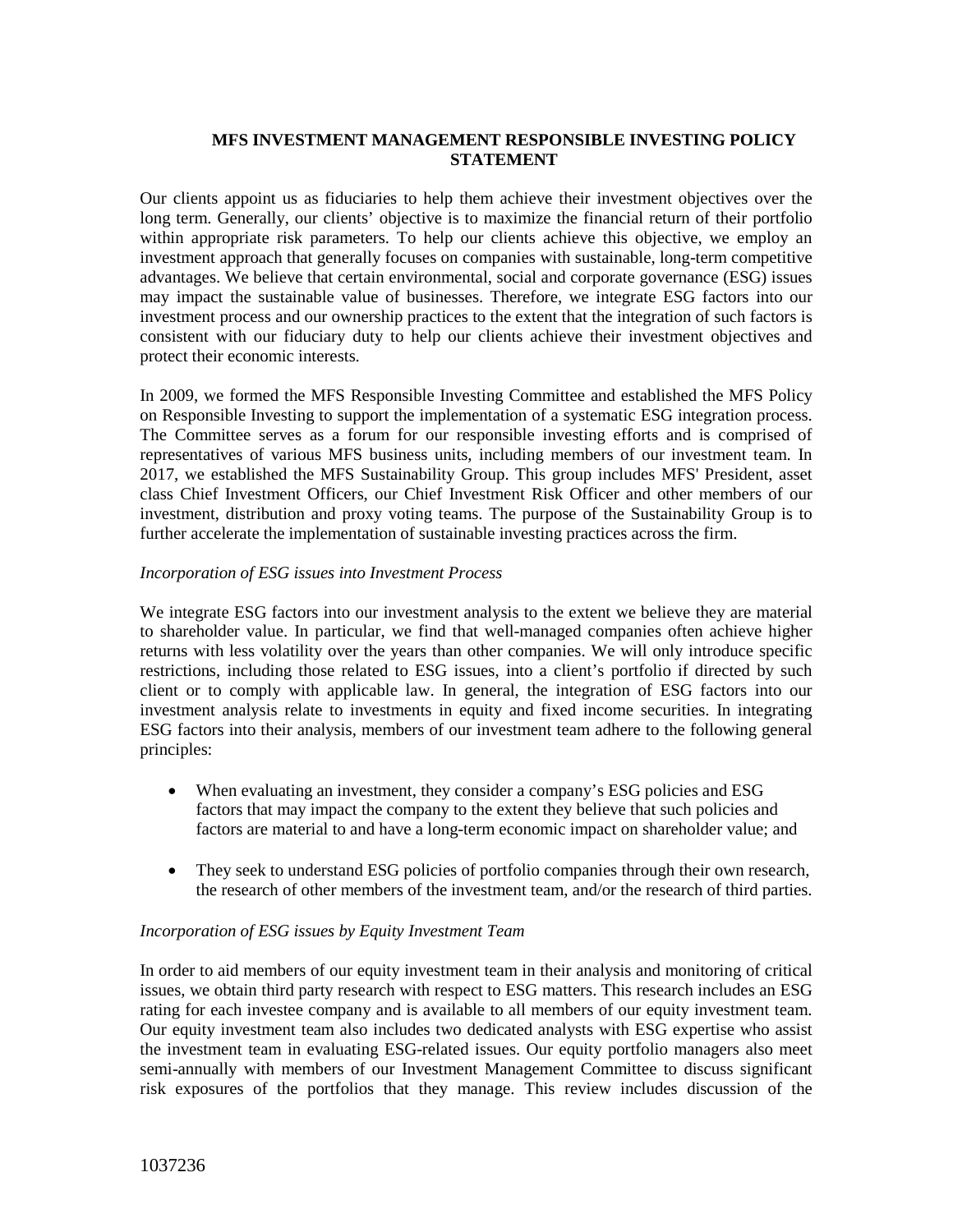# MFS INVESTMENT MANAGEMENT RESPONSIBLE INVESTING POLICY STATEMENT

Our clients appoint us as fiduciaries to help them achieve their investment objectives over the long term. Generally, our clients' objective is to maximize the financial return of their portfolio within appropriate risk parameters. To help our clients achieve this objective, we employ an investment approach that generally focuses on companies with sustainable, long-term competitive advantages. We believe that certain environmental, social and corporate governance (ESG) issues may impact the sustainable value of businesses. Therefore, we integrate ESG factors into our investment process and our ownership practices to the extent that the integration of such factors is consistent with our fiduciary duty to help our clients achieve their investment objectives and protect their economic interests.

In 2009, we formed the MFS Responsible Investing Committee and established the MFS Policy on Responsible Investing to support the implementation of a systematic ESG integration process. The Committee serves as a forum for our responsible investing efforts and is comprised of representatives of various MFS business units, including members of our investment team. In 2017, we established the MFS Sustainability Group. This group includes MFS' President, asset class Chief Investment Officers, our Chief Investment Risk Officer and other members of our investment, distribution and proxy voting teams. The purpose of the Sustainability Group is to further accelerate the implementation of sustainable investing practices across the firm.

*Incorporation of ESG issues into Investment Process*

We integrate ESG factors into our investment analysis to the extent we believe they are material to shareholder value. In particular, we find that well-managed companies often achieve higher returns with less volatility over the years than other companies. We will only introduce specific restrictions, including those related to ESG issues, into a client's portfolio if directed by such client or to comply with applicable law. In general, the integration of ESG factors into our investment analysis relate to investments in equity and fixed income securities. In integrating ESG factors into their analysis, members of our investment team adhere to the following general principles:

- When evaluating an investment, they consider a company's ESG policies and ESG factors that may impact the company to the extent they believe that such policies and factors are material to and have a long-term economic impact on shareholder value; and
- They seek to understand ESG policies of portfolio companies through their own research, the research of other members of the investment team, and/or the research of third parties.

*Incorporation of ESG issues by Equity Investment Team*

In order to aid members of our equity investment team in their analysis and monitoring of critical issues, we obtain third party research with respect to ESG matters. This research includes an ESG rating for each investee company and is available to all members of our equity investment team. Our equity investment team also includes two dedicated analysts with ESG expertise who assist the investment team in evaluating ESG-related issues. Our equity portfolio managers also meet semi-annually with members of our Investment Management Committee to discuss significant risk exposures of the portfolios that they manage. This review includes discussion of the

1037236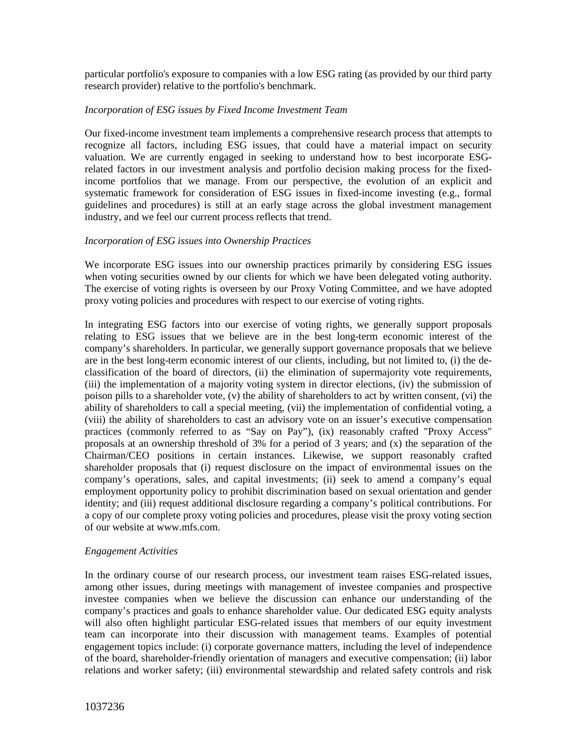particular portfolio's exposure to companies with a low ESG rating (as provided by our third party research provider) relative to the portfolio's benchmark.

*Incorporation of ESG issues by Fixed Income Investment Team*

Our fixed-income investment team implements a comprehensive research process that attempts to recognize all factors, including ESG issues, that could have a material impact on security valuation. We are currently engaged in seeking to understand how to best incorporate ESG-related factors in our investment analysis and portfolio decision making process for the fixed-income portfolios that we manage. From our perspective, the evolution of an explicit and systematic framework for consideration of ESG issues in fixed-income investing (e.g., formal guidelines and procedures) is still at an early stage across the global investment management industry, and we feel our current process reflects that trend.

*Incorporation of ESG issues into Ownership Practices*

We incorporate ESG issues into our ownership practices primarily by considering ESG issues when voting securities owned by our clients for which we have been delegated voting authority. The exercise of voting rights is overseen by our Proxy Voting Committee, and we have adopted proxy voting policies and procedures with respect to our exercise of voting rights.

In integrating ESG factors into our exercise of voting rights, we generally support proposals relating to ESG issues that we believe are in the best long-term economic interest of the company's shareholders. In particular, we generally support governance proposals that we believe are in the best long-term economic interest of our clients, including, but not limited to, (i) the de-classification of the board of directors, (ii) the elimination of supermajority vote requirements, (iii) the implementation of a majority voting system in director elections, (iv) the submission of poison pills to a shareholder vote, (v) the ability of shareholders to act by written consent, (vi) the ability of shareholders to call a special meeting, (vii) the implementation of confidential voting, a (viii) the ability of shareholders to cast an advisory vote on an issuer's executive compensation practices (commonly referred to as "Say on Pay"), (ix) reasonably crafted "Proxy Access" proposals at an ownership threshold of 3% for a period of 3 years; and (x) the separation of the Chairman/CEO positions in certain instances. Likewise, we support reasonably crafted shareholder proposals that (i) request disclosure on the impact of environmental issues on the company's operations, sales, and capital investments; (ii) seek to amend a company's equal employment opportunity policy to prohibit discrimination based on sexual orientation and gender identity; and (iii) request additional disclosure regarding a company's political contributions. For a copy of our complete proxy voting policies and procedures, please visit the proxy voting section of our website at www.mfs.com.

*Engagement Activities*

In the ordinary course of our research process, our investment team raises ESG-related issues, among other issues, during meetings with management of investee companies and prospective investee companies when we believe the discussion can enhance our understanding of the company's practices and goals to enhance shareholder value. Our dedicated ESG equity analysts will also often highlight particular ESG-related issues that members of our equity investment team can incorporate into their discussion with management teams. Examples of potential engagement topics include: (i) corporate governance matters, including the level of independence of the board, shareholder-friendly orientation of managers and executive compensation; (ii) labor relations and worker safety; (iii) environmental stewardship and related safety controls and risk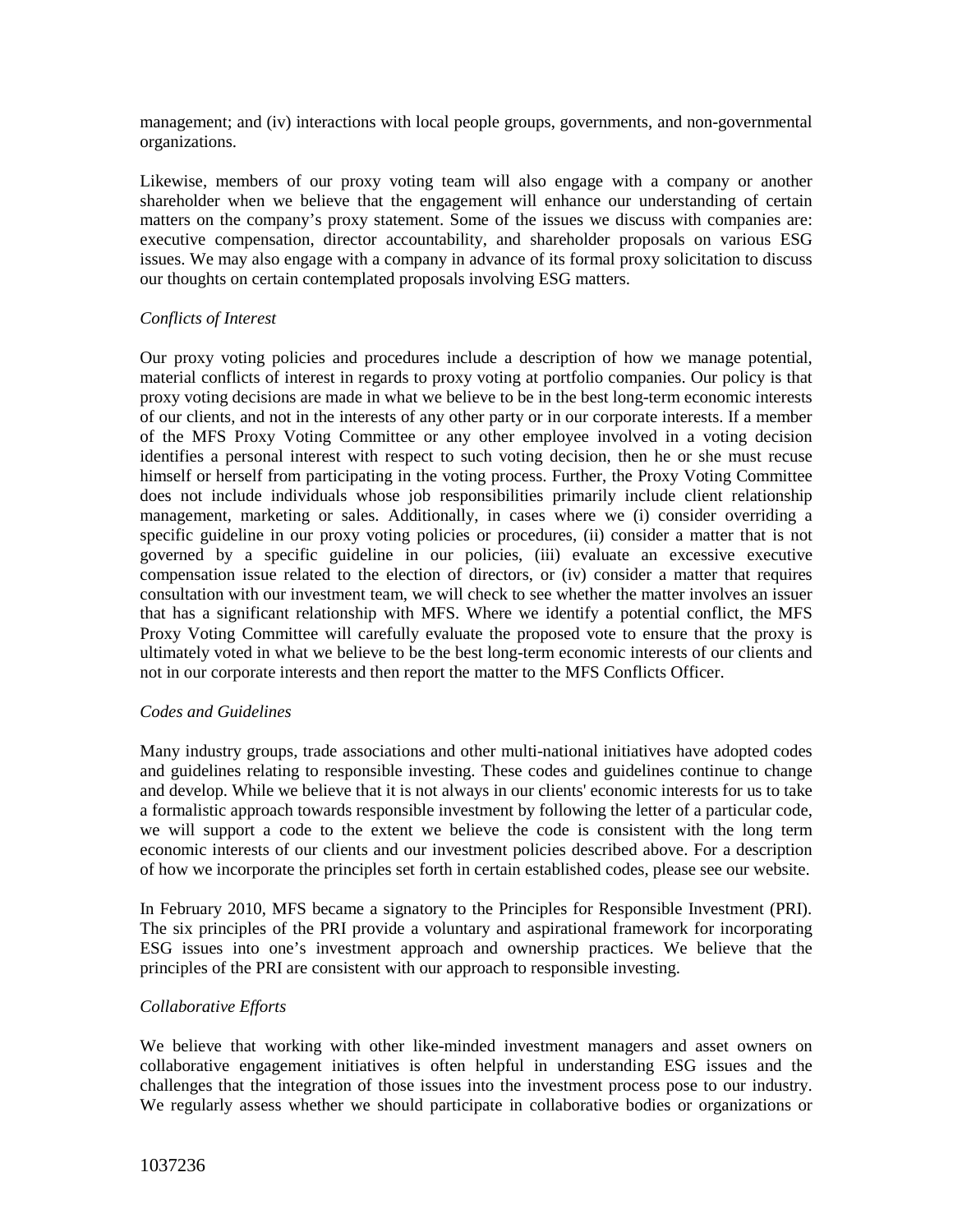management; and (iv) interactions with local people groups, governments, and non-governmental organizations.

Likewise, members of our proxy voting team will also engage with a company or another shareholder when we believe that the engagement will enhance our understanding of certain matters on the company's proxy statement. Some of the issues we discuss with companies are: executive compensation, director accountability, and shareholder proposals on various ESG issues. We may also engage with a company in advance of its formal proxy solicitation to discuss our thoughts on certain contemplated proposals involving ESG matters.

*Conflicts of Interest*

Our proxy voting policies and procedures include a description of how we manage potential, material conflicts of interest in regards to proxy voting at portfolio companies. Our policy is that proxy voting decisions are made in what we believe to be in the best long-term economic interests of our clients, and not in the interests of any other party or in our corporate interests. If a member of the MFS Proxy Voting Committee or any other employee involved in a voting decision identifies a personal interest with respect to such voting decision, then he or she must recuse himself or herself from participating in the voting process. Further, the Proxy Voting Committee does not include individuals whose job responsibilities primarily include client relationship management, marketing or sales. Additionally, in cases where we (i) consider overriding a specific guideline in our proxy voting policies or procedures, (ii) consider a matter that is not governed by a specific guideline in our policies, (iii) evaluate an excessive executive compensation issue related to the election of directors, or (iv) consider a matter that requires consultation with our investment team, we will check to see whether the matter involves an issuer that has a significant relationship with MFS. Where we identify a potential conflict, the MFS Proxy Voting Committee will carefully evaluate the proposed vote to ensure that the proxy is ultimately voted in what we believe to be the best long-term economic interests of our clients and not in our corporate interests and then report the matter to the MFS Conflicts Officer.

*Codes and Guidelines*

Many industry groups, trade associations and other multi-national initiatives have adopted codes and guidelines relating to responsible investing. These codes and guidelines continue to change and develop. While we believe that it is not always in our clients' economic interests for us to take a formalistic approach towards responsible investment by following the letter of a particular code, we will support a code to the extent we believe the code is consistent with the long term economic interests of our clients and our investment policies described above. For a description of how we incorporate the principles set forth in certain established codes, please see our website.

In February 2010, MFS became a signatory to the Principles for Responsible Investment (PRI). The six principles of the PRI provide a voluntary and aspirational framework for incorporating ESG issues into one's investment approach and ownership practices. We believe that the principles of the PRI are consistent with our approach to responsible investing.

*Collaborative Efforts*

We believe that working with other like-minded investment managers and asset owners on collaborative engagement initiatives is often helpful in understanding ESG issues and the challenges that the integration of those issues into the investment process pose to our industry. We regularly assess whether we should participate in collaborative bodies or organizations or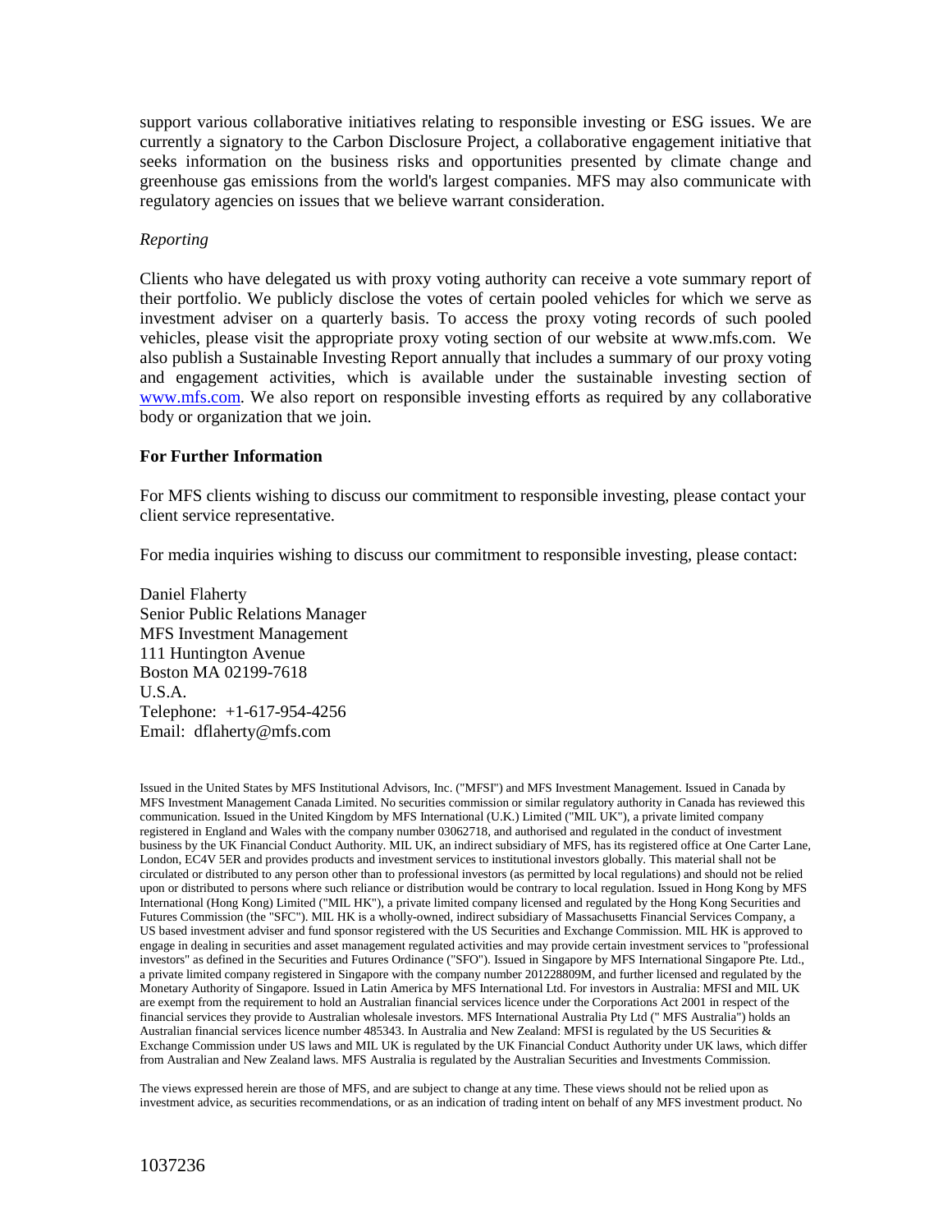support various collaborative initiatives relating to responsible investing or ESG issues. We are currently a signatory to the Carbon Disclosure Project, a collaborative engagement initiative that seeks information on the business risks and opportunities presented by climate change and greenhouse gas emissions from the world's largest companies. MFS may also communicate with regulatory agencies on issues that we believe warrant consideration.

*Reporting*

Clients who have delegated us with proxy voting authority can receive a vote summary report of their portfolio. We publicly disclose the votes of certain pooled vehicles for which we serve as investment adviser on a quarterly basis. To access the proxy voting records of such pooled vehicles, please visit the appropriate proxy voting section of our website at www.mfs.com. We also publish a Sustainable Investing Report annually that includes a summary of our proxy voting and engagement activities, which is available under the sustainable investing section of www.mfs.com. We also report on responsible investing efforts as required by any collaborative body or organization that we join.

**For Further Information**

For MFS clients wishing to discuss our commitment to responsible investing, please contact your client service representative.

For media inquiries wishing to discuss our commitment to responsible investing, please contact:

Daniel Flaherty
Senior Public Relations Manager
MFS Investment Management
111 Huntington Avenue
Boston MA 02199-7618
U.S.A.
Telephone: +1-617-954-4256
Email: dflaherty@mfs.com

Issued in the United States by MFS Institutional Advisors, Inc. ("MFSI") and MFS Investment Management. Issued in Canada by MFS Investment Management Canada Limited. No securities commission or similar regulatory authority in Canada has reviewed this communication. Issued in the United Kingdom by MFS International (U.K.) Limited ("MIL UK"), a private limited company registered in England and Wales with the company number 03062718, and authorised and regulated in the conduct of investment business by the UK Financial Conduct Authority. MIL UK, an indirect subsidiary of MFS, has its registered office at One Carter Lane, London, EC4V 5ER and provides products and investment services to institutional investors globally. This material shall not be circulated or distributed to any person other than to professional investors (as permitted by local regulations) and should not be relied upon or distributed to persons where such reliance or distribution would be contrary to local regulation. Issued in Hong Kong by MFS International (Hong Kong) Limited ("MIL HK"), a private limited company licensed and regulated by the Hong Kong Securities and Futures Commission (the "SFC"). MIL HK is a wholly-owned, indirect subsidiary of Massachusetts Financial Services Company, a US based investment adviser and fund sponsor registered with the US Securities and Exchange Commission. MIL HK is approved to engage in dealing in securities and asset management regulated activities and may provide certain investment services to "professional investors" as defined in the Securities and Futures Ordinance ("SFO"). Issued in Singapore by MFS International Singapore Pte. Ltd., a private limited company registered in Singapore with the company number 201228809M, and further licensed and regulated by the Monetary Authority of Singapore. Issued in Latin America by MFS International Ltd. For investors in Australia: MFSI and MIL UK are exempt from the requirement to hold an Australian financial services licence under the Corporations Act 2001 in respect of the financial services they provide to Australian wholesale investors. MFS International Australia Pty Ltd (" MFS Australia") holds an Australian financial services licence number 485343. In Australia and New Zealand: MFSI is regulated by the US Securities & Exchange Commission under US laws and MIL UK is regulated by the UK Financial Conduct Authority under UK laws, which differ from Australian and New Zealand laws. MFS Australia is regulated by the Australian Securities and Investments Commission.

The views expressed herein are those of MFS, and are subject to change at any time. These views should not be relied upon as investment advice, as securities recommendations, or as an indication of trading intent on behalf of any MFS investment product. No

1037236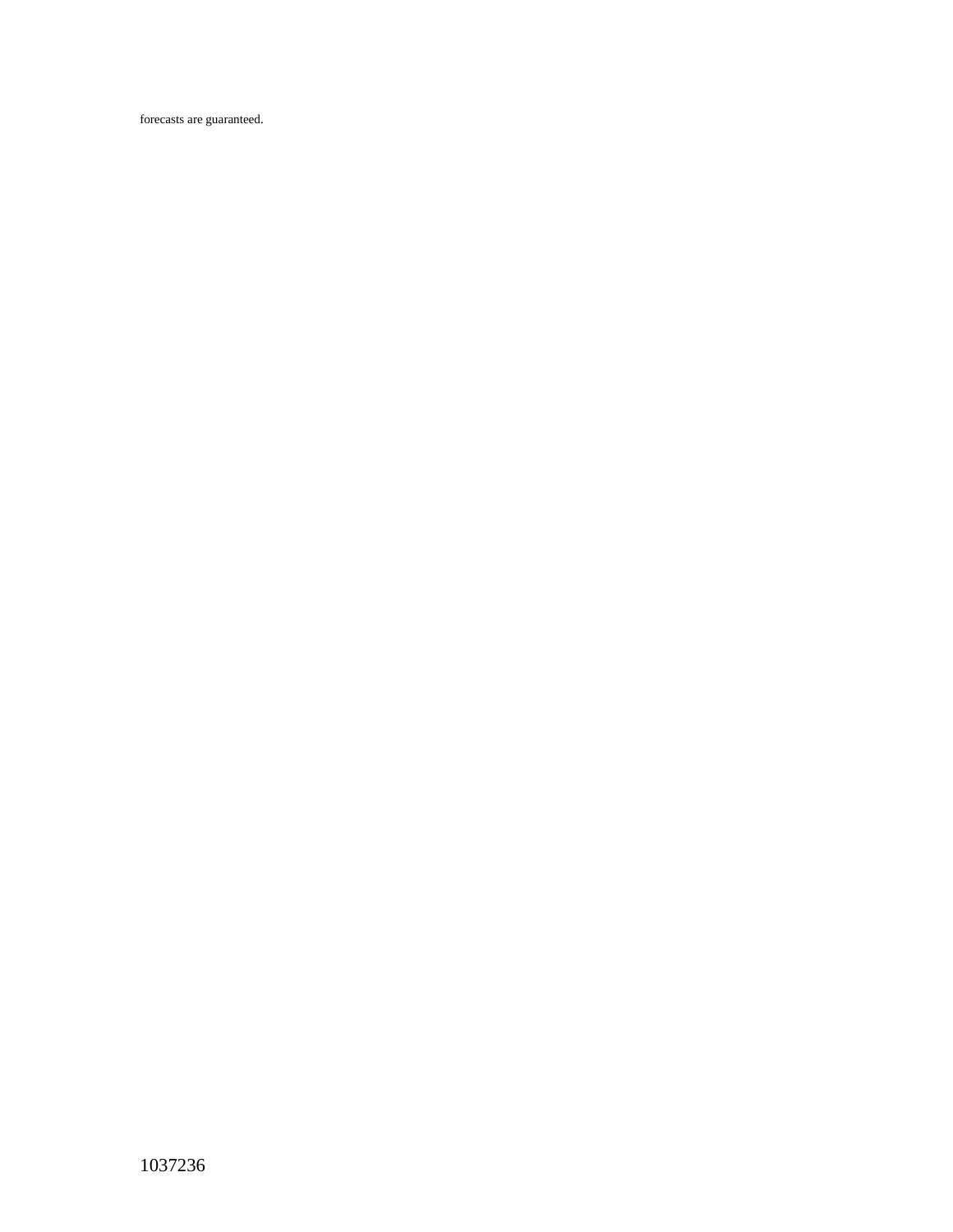forecasts are guaranteed.

1037236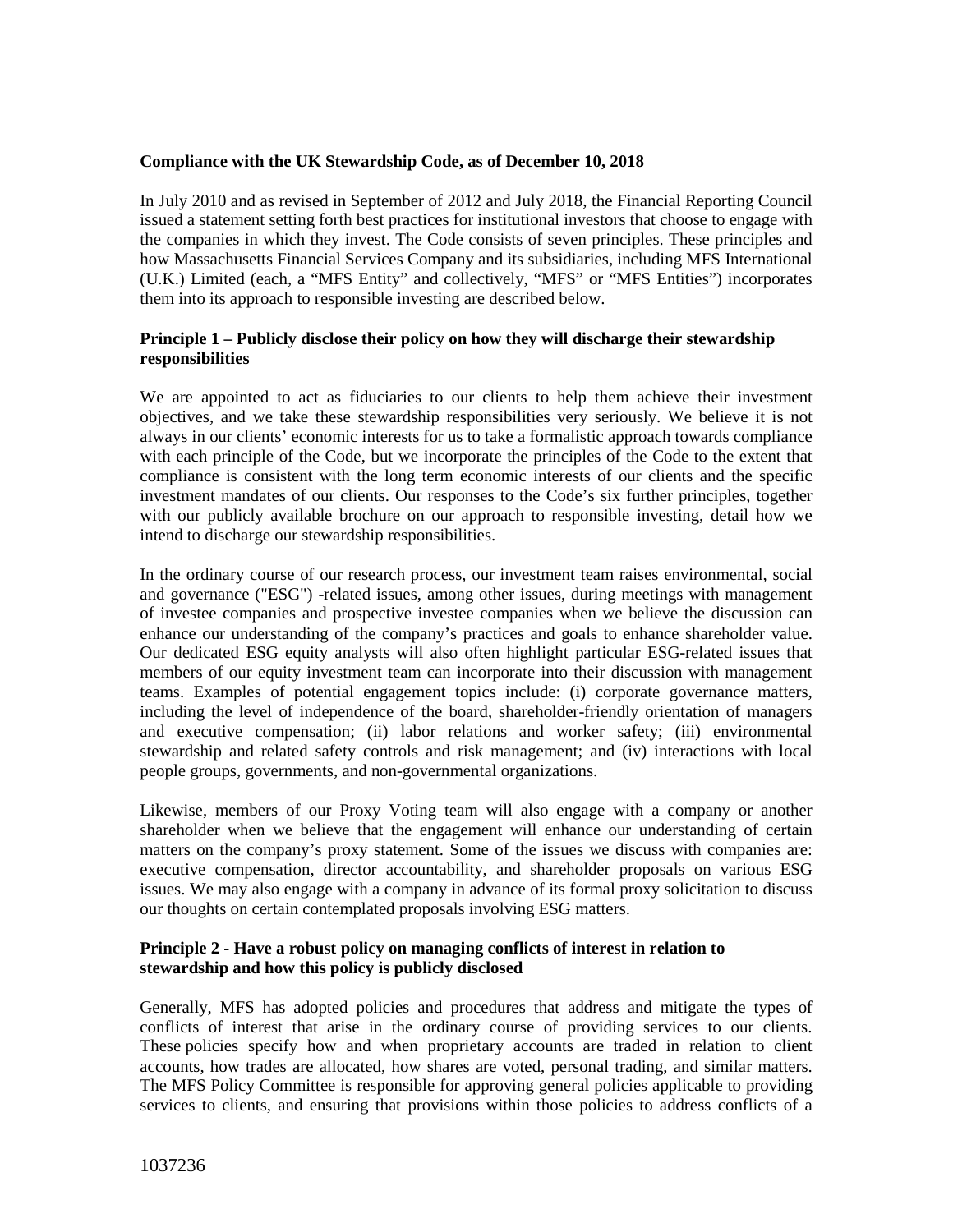**Compliance with the UK Stewardship Code, as of December 10, 2018**

In July 2010 and as revised in September of 2012 and July 2018, the Financial Reporting Council issued a statement setting forth best practices for institutional investors that choose to engage with the companies in which they invest. The Code consists of seven principles. These principles and how Massachusetts Financial Services Company and its subsidiaries, including MFS International (U.K.) Limited (each, a "MFS Entity" and collectively, "MFS" or "MFS Entities") incorporates them into its approach to responsible investing are described below.

**Principle 1 – Publicly disclose their policy on how they will discharge their stewardship responsibilities**

We are appointed to act as fiduciaries to our clients to help them achieve their investment objectives, and we take these stewardship responsibilities very seriously. We believe it is not always in our clients' economic interests for us to take a formalistic approach towards compliance with each principle of the Code, but we incorporate the principles of the Code to the extent that compliance is consistent with the long term economic interests of our clients and the specific investment mandates of our clients. Our responses to the Code's six further principles, together with our publicly available brochure on our approach to responsible investing, detail how we intend to discharge our stewardship responsibilities.

In the ordinary course of our research process, our investment team raises environmental, social and governance ("ESG") -related issues, among other issues, during meetings with management of investee companies and prospective investee companies when we believe the discussion can enhance our understanding of the company's practices and goals to enhance shareholder value. Our dedicated ESG equity analysts will also often highlight particular ESG-related issues that members of our equity investment team can incorporate into their discussion with management teams. Examples of potential engagement topics include: (i) corporate governance matters, including the level of independence of the board, shareholder-friendly orientation of managers and executive compensation; (ii) labor relations and worker safety; (iii) environmental stewardship and related safety controls and risk management; and (iv) interactions with local people groups, governments, and non-governmental organizations.

Likewise, members of our Proxy Voting team will also engage with a company or another shareholder when we believe that the engagement will enhance our understanding of certain matters on the company's proxy statement. Some of the issues we discuss with companies are: executive compensation, director accountability, and shareholder proposals on various ESG issues. We may also engage with a company in advance of its formal proxy solicitation to discuss our thoughts on certain contemplated proposals involving ESG matters.

**Principle 2 - Have a robust policy on managing conflicts of interest in relation to stewardship and how this policy is publicly disclosed**

Generally, MFS has adopted policies and procedures that address and mitigate the types of conflicts of interest that arise in the ordinary course of providing services to our clients. These policies specify how and when proprietary accounts are traded in relation to client accounts, how trades are allocated, how shares are voted, personal trading, and similar matters. The MFS Policy Committee is responsible for approving general policies applicable to providing services to clients, and ensuring that provisions within those policies to address conflicts of a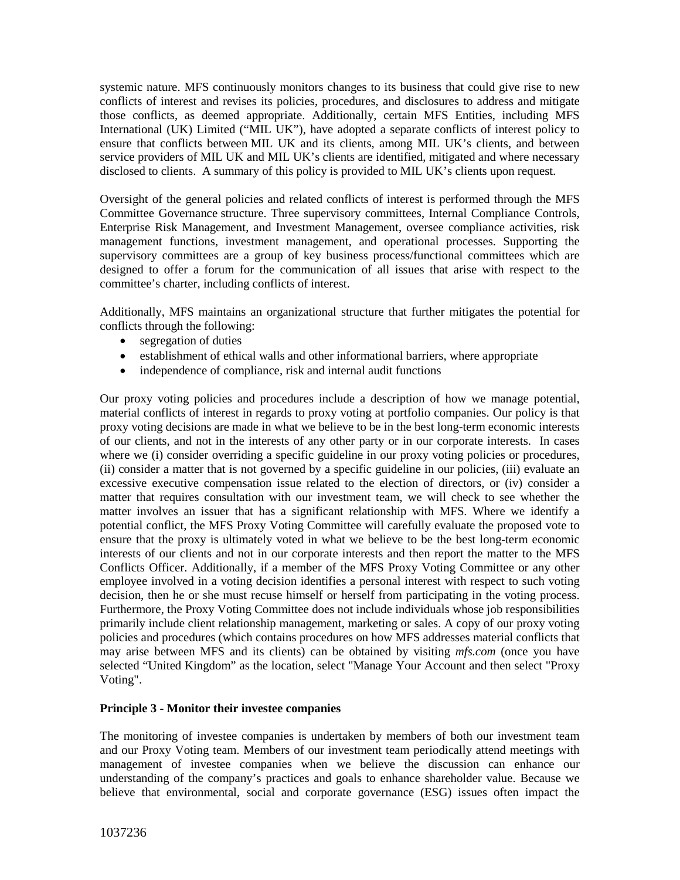systemic nature. MFS continuously monitors changes to its business that could give rise to new conflicts of interest and revises its policies, procedures, and disclosures to address and mitigate those conflicts, as deemed appropriate. Additionally, certain MFS Entities, including MFS International (UK) Limited ("MIL UK"), have adopted a separate conflicts of interest policy to ensure that conflicts between MIL UK and its clients, among MIL UK's clients, and between service providers of MIL UK and MIL UK's clients are identified, mitigated and where necessary disclosed to clients. A summary of this policy is provided to MIL UK's clients upon request.

Oversight of the general policies and related conflicts of interest is performed through the MFS Committee Governance structure. Three supervisory committees, Internal Compliance Controls, Enterprise Risk Management, and Investment Management, oversee compliance activities, risk management functions, investment management, and operational processes. Supporting the supervisory committees are a group of key business process/functional committees which are designed to offer a forum for the communication of all issues that arise with respect to the committee's charter, including conflicts of interest.

Additionally, MFS maintains an organizational structure that further mitigates the potential for conflicts through the following:

- segregation of duties
- establishment of ethical walls and other informational barriers, where appropriate
- independence of compliance, risk and internal audit functions

Our proxy voting policies and procedures include a description of how we manage potential, material conflicts of interest in regards to proxy voting at portfolio companies. Our policy is that proxy voting decisions are made in what we believe to be in the best long-term economic interests of our clients, and not in the interests of any other party or in our corporate interests. In cases where we (i) consider overriding a specific guideline in our proxy voting policies or procedures, (ii) consider a matter that is not governed by a specific guideline in our policies, (iii) evaluate an excessive executive compensation issue related to the election of directors, or (iv) consider a matter that requires consultation with our investment team, we will check to see whether the matter involves an issuer that has a significant relationship with MFS. Where we identify a potential conflict, the MFS Proxy Voting Committee will carefully evaluate the proposed vote to ensure that the proxy is ultimately voted in what we believe to be the best long-term economic interests of our clients and not in our corporate interests and then report the matter to the MFS Conflicts Officer. Additionally, if a member of the MFS Proxy Voting Committee or any other employee involved in a voting decision identifies a personal interest with respect to such voting decision, then he or she must recuse himself or herself from participating in the voting process. Furthermore, the Proxy Voting Committee does not include individuals whose job responsibilities primarily include client relationship management, marketing or sales. A copy of our proxy voting policies and procedures (which contains procedures on how MFS addresses material conflicts that may arise between MFS and its clients) can be obtained by visiting *mfs.com* (once you have selected "United Kingdom" as the location, select "Manage Your Account and then select "Proxy Voting".

**Principle 3 - Monitor their investee companies**

The monitoring of investee companies is undertaken by members of both our investment team and our Proxy Voting team. Members of our investment team periodically attend meetings with management of investee companies when we believe the discussion can enhance our understanding of the company's practices and goals to enhance shareholder value. Because we believe that environmental, social and corporate governance (ESG) issues often impact the

1037236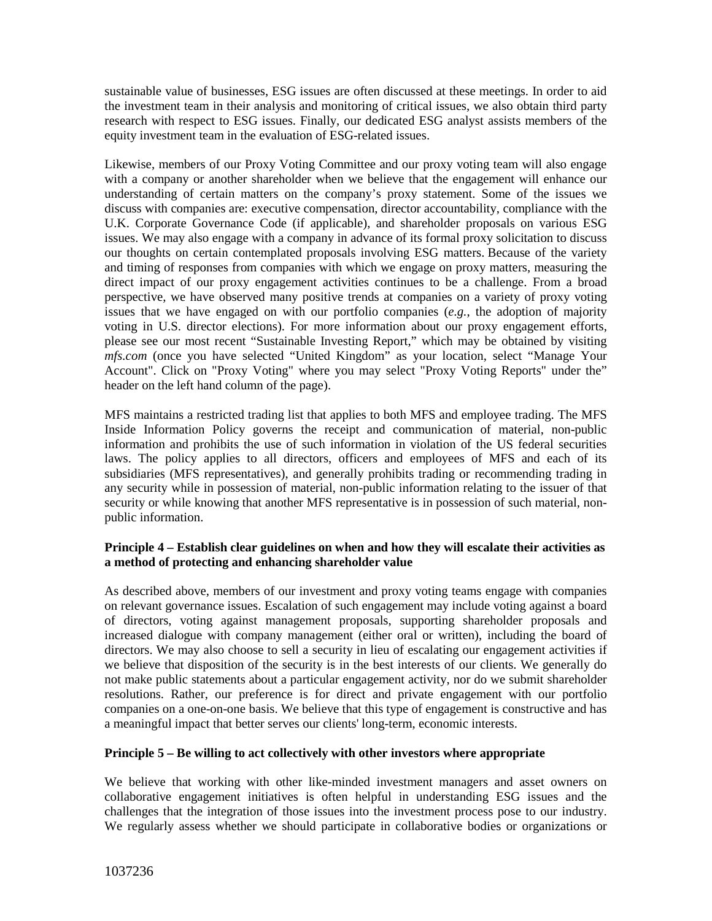sustainable value of businesses, ESG issues are often discussed at these meetings. In order to aid the investment team in their analysis and monitoring of critical issues, we also obtain third party research with respect to ESG issues. Finally, our dedicated ESG analyst assists members of the equity investment team in the evaluation of ESG-related issues.

Likewise, members of our Proxy Voting Committee and our proxy voting team will also engage with a company or another shareholder when we believe that the engagement will enhance our understanding of certain matters on the company's proxy statement. Some of the issues we discuss with companies are: executive compensation, director accountability, compliance with the U.K. Corporate Governance Code (if applicable), and shareholder proposals on various ESG issues. We may also engage with a company in advance of its formal proxy solicitation to discuss our thoughts on certain contemplated proposals involving ESG matters. Because of the variety and timing of responses from companies with which we engage on proxy matters, measuring the direct impact of our proxy engagement activities continues to be a challenge. From a broad perspective, we have observed many positive trends at companies on a variety of proxy voting issues that we have engaged on with our portfolio companies (*e.g.*, the adoption of majority voting in U.S. director elections). For more information about our proxy engagement efforts, please see our most recent "Sustainable Investing Report," which may be obtained by visiting *mfs.com* (once you have selected "United Kingdom" as your location, select "Manage Your Account". Click on "Proxy Voting" where you may select "Proxy Voting Reports" under the" header on the left hand column of the page).

MFS maintains a restricted trading list that applies to both MFS and employee trading. The MFS Inside Information Policy governs the receipt and communication of material, non-public information and prohibits the use of such information in violation of the US federal securities laws. The policy applies to all directors, officers and employees of MFS and each of its subsidiaries (MFS representatives), and generally prohibits trading or recommending trading in any security while in possession of material, non-public information relating to the issuer of that security or while knowing that another MFS representative is in possession of such material, non-public information.

**Principle 4 – Establish clear guidelines on when and how they will escalate their activities as a method of protecting and enhancing shareholder value**

As described above, members of our investment and proxy voting teams engage with companies on relevant governance issues. Escalation of such engagement may include voting against a board of directors, voting against management proposals, supporting shareholder proposals and increased dialogue with company management (either oral or written), including the board of directors. We may also choose to sell a security in lieu of escalating our engagement activities if we believe that disposition of the security is in the best interests of our clients. We generally do not make public statements about a particular engagement activity, nor do we submit shareholder resolutions. Rather, our preference is for direct and private engagement with our portfolio companies on a one-on-one basis. We believe that this type of engagement is constructive and has a meaningful impact that better serves our clients' long-term, economic interests.

**Principle 5 – Be willing to act collectively with other investors where appropriate**

We believe that working with other like-minded investment managers and asset owners on collaborative engagement initiatives is often helpful in understanding ESG issues and the challenges that the integration of those issues into the investment process pose to our industry. We regularly assess whether we should participate in collaborative bodies or organizations or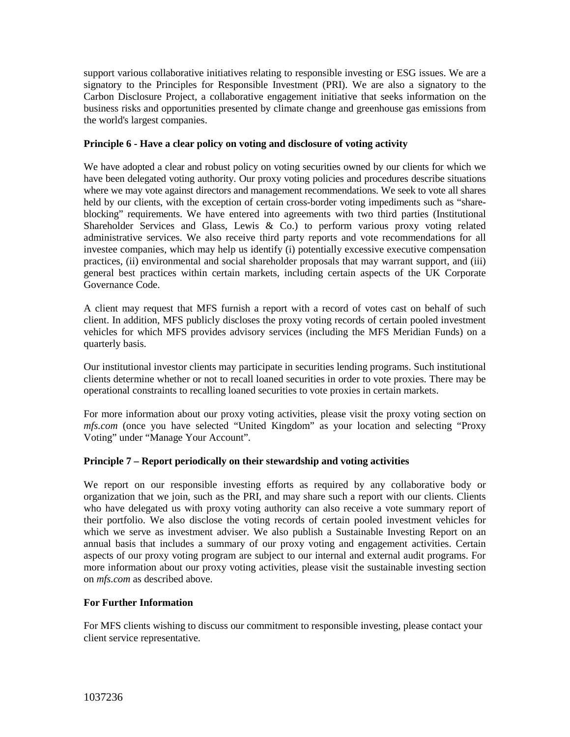support various collaborative initiatives relating to responsible investing or ESG issues. We are a signatory to the Principles for Responsible Investment (PRI). We are also a signatory to the Carbon Disclosure Project, a collaborative engagement initiative that seeks information on the business risks and opportunities presented by climate change and greenhouse gas emissions from the world's largest companies.

**Principle 6 - Have a clear policy on voting and disclosure of voting activity**

We have adopted a clear and robust policy on voting securities owned by our clients for which we have been delegated voting authority. Our proxy voting policies and procedures describe situations where we may vote against directors and management recommendations. We seek to vote all shares held by our clients, with the exception of certain cross-border voting impediments such as "share-blocking" requirements. We have entered into agreements with two third parties (Institutional Shareholder Services and Glass, Lewis & Co.) to perform various proxy voting related administrative services. We also receive third party reports and vote recommendations for all investee companies, which may help us identify (i) potentially excessive executive compensation practices, (ii) environmental and social shareholder proposals that may warrant support, and (iii) general best practices within certain markets, including certain aspects of the UK Corporate Governance Code.

A client may request that MFS furnish a report with a record of votes cast on behalf of such client. In addition, MFS publicly discloses the proxy voting records of certain pooled investment vehicles for which MFS provides advisory services (including the MFS Meridian Funds) on a quarterly basis.

Our institutional investor clients may participate in securities lending programs. Such institutional clients determine whether or not to recall loaned securities in order to vote proxies. There may be operational constraints to recalling loaned securities to vote proxies in certain markets.

For more information about our proxy voting activities, please visit the proxy voting section on *mfs.com* (once you have selected "United Kingdom" as your location and selecting "Proxy Voting" under "Manage Your Account".

**Principle 7 – Report periodically on their stewardship and voting activities**

We report on our responsible investing efforts as required by any collaborative body or organization that we join, such as the PRI, and may share such a report with our clients. Clients who have delegated us with proxy voting authority can also receive a vote summary report of their portfolio. We also disclose the voting records of certain pooled investment vehicles for which we serve as investment adviser. We also publish a Sustainable Investing Report on an annual basis that includes a summary of our proxy voting and engagement activities. Certain aspects of our proxy voting program are subject to our internal and external audit programs. For more information about our proxy voting activities, please visit the sustainable investing section on *mfs.com* as described above.

**For Further Information**

For MFS clients wishing to discuss our commitment to responsible investing, please contact your client service representative.

1037236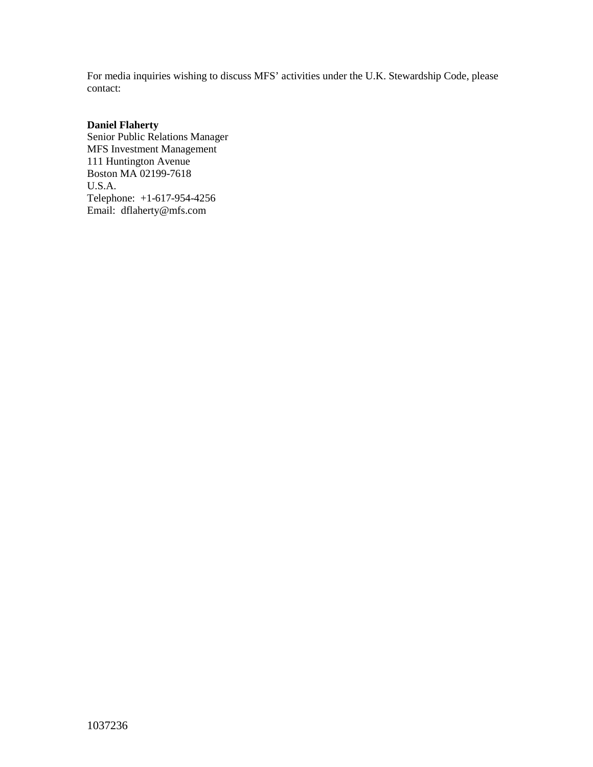For media inquiries wishing to discuss MFS' activities under the U.K. Stewardship Code, please contact:

**Daniel Flaherty**
Senior Public Relations Manager
MFS Investment Management
111 Huntington Avenue
Boston MA 02199-7618
U.S.A.
Telephone: +1-617-954-4256
Email: dflaherty@mfs.com

1037236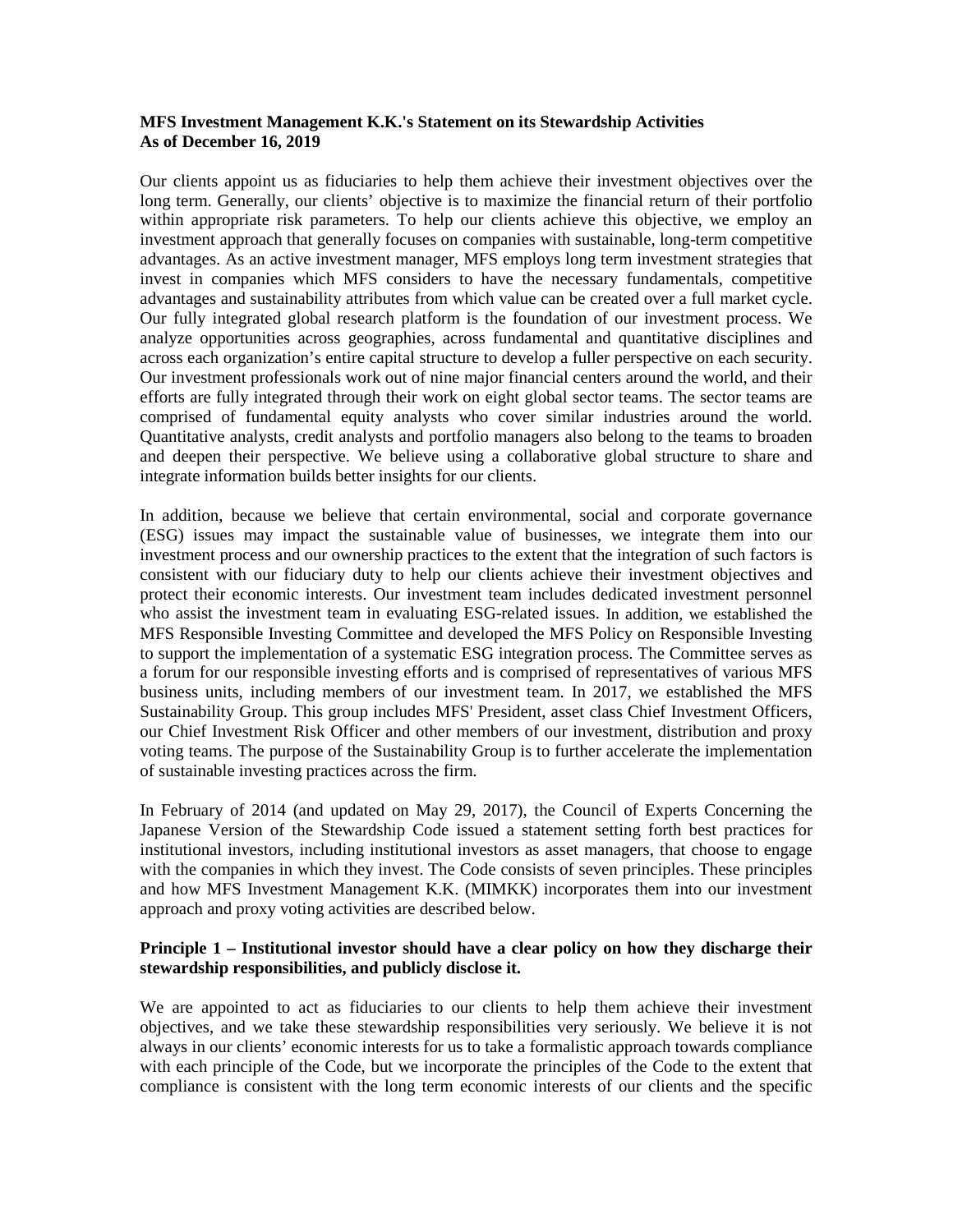**MFS Investment Management K.K.'s Statement on its Stewardship Activities**
**As of December 16, 2019**

Our clients appoint us as fiduciaries to help them achieve their investment objectives over the long term. Generally, our clients' objective is to maximize the financial return of their portfolio within appropriate risk parameters. To help our clients achieve this objective, we employ an investment approach that generally focuses on companies with sustainable, long-term competitive advantages. As an active investment manager, MFS employs long term investment strategies that invest in companies which MFS considers to have the necessary fundamentals, competitive advantages and sustainability attributes from which value can be created over a full market cycle. Our fully integrated global research platform is the foundation of our investment process. We analyze opportunities across geographies, across fundamental and quantitative disciplines and across each organization's entire capital structure to develop a fuller perspective on each security. Our investment professionals work out of nine major financial centers around the world, and their efforts are fully integrated through their work on eight global sector teams. The sector teams are comprised of fundamental equity analysts who cover similar industries around the world. Quantitative analysts, credit analysts and portfolio managers also belong to the teams to broaden and deepen their perspective. We believe using a collaborative global structure to share and integrate information builds better insights for our clients.

In addition, because we believe that certain environmental, social and corporate governance (ESG) issues may impact the sustainable value of businesses, we integrate them into our investment process and our ownership practices to the extent that the integration of such factors is consistent with our fiduciary duty to help our clients achieve their investment objectives and protect their economic interests. Our investment team includes dedicated investment personnel who assist the investment team in evaluating ESG-related issues. In addition, we established the MFS Responsible Investing Committee and developed the MFS Policy on Responsible Investing to support the implementation of a systematic ESG integration process. The Committee serves as a forum for our responsible investing efforts and is comprised of representatives of various MFS business units, including members of our investment team. In 2017, we established the MFS Sustainability Group. This group includes MFS' President, asset class Chief Investment Officers, our Chief Investment Risk Officer and other members of our investment, distribution and proxy voting teams. The purpose of the Sustainability Group is to further accelerate the implementation of sustainable investing practices across the firm.

In February of 2014 (and updated on May 29, 2017), the Council of Experts Concerning the Japanese Version of the Stewardship Code issued a statement setting forth best practices for institutional investors, including institutional investors as asset managers, that choose to engage with the companies in which they invest. The Code consists of seven principles. These principles and how MFS Investment Management K.K. (MIMKK) incorporates them into our investment approach and proxy voting activities are described below.

**Principle 1 – Institutional investor should have a clear policy on how they discharge their stewardship responsibilities, and publicly disclose it.**

We are appointed to act as fiduciaries to our clients to help them achieve their investment objectives, and we take these stewardship responsibilities very seriously. We believe it is not always in our clients' economic interests for us to take a formalistic approach towards compliance with each principle of the Code, but we incorporate the principles of the Code to the extent that compliance is consistent with the long term economic interests of our clients and the specific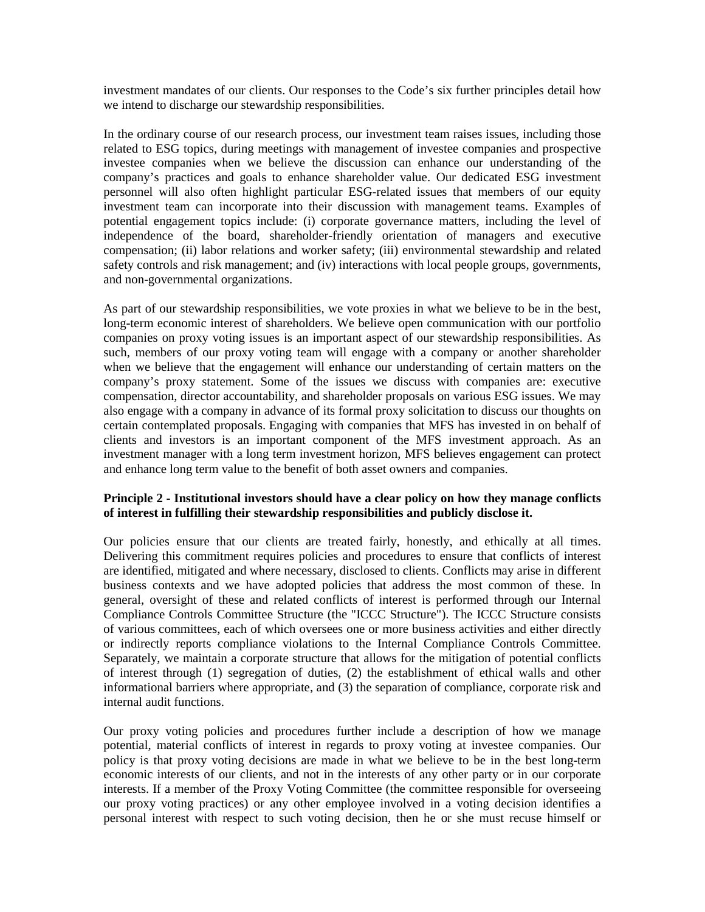investment mandates of our clients. Our responses to the Code's six further principles detail how we intend to discharge our stewardship responsibilities.

In the ordinary course of our research process, our investment team raises issues, including those related to ESG topics, during meetings with management of investee companies and prospective investee companies when we believe the discussion can enhance our understanding of the company's practices and goals to enhance shareholder value. Our dedicated ESG investment personnel will also often highlight particular ESG-related issues that members of our equity investment team can incorporate into their discussion with management teams. Examples of potential engagement topics include: (i) corporate governance matters, including the level of independence of the board, shareholder-friendly orientation of managers and executive compensation; (ii) labor relations and worker safety; (iii) environmental stewardship and related safety controls and risk management; and (iv) interactions with local people groups, governments, and non-governmental organizations.

As part of our stewardship responsibilities, we vote proxies in what we believe to be in the best, long-term economic interest of shareholders. We believe open communication with our portfolio companies on proxy voting issues is an important aspect of our stewardship responsibilities. As such, members of our proxy voting team will engage with a company or another shareholder when we believe that the engagement will enhance our understanding of certain matters on the company's proxy statement. Some of the issues we discuss with companies are: executive compensation, director accountability, and shareholder proposals on various ESG issues. We may also engage with a company in advance of its formal proxy solicitation to discuss our thoughts on certain contemplated proposals. Engaging with companies that MFS has invested in on behalf of clients and investors is an important component of the MFS investment approach. As an investment manager with a long term investment horizon, MFS believes engagement can protect and enhance long term value to the benefit of both asset owners and companies.

**Principle 2 - Institutional investors should have a clear policy on how they manage conflicts of interest in fulfilling their stewardship responsibilities and publicly disclose it.**

Our policies ensure that our clients are treated fairly, honestly, and ethically at all times. Delivering this commitment requires policies and procedures to ensure that conflicts of interest are identified, mitigated and where necessary, disclosed to clients. Conflicts may arise in different business contexts and we have adopted policies that address the most common of these. In general, oversight of these and related conflicts of interest is performed through our Internal Compliance Controls Committee Structure (the "ICCC Structure"). The ICCC Structure consists of various committees, each of which oversees one or more business activities and either directly or indirectly reports compliance violations to the Internal Compliance Controls Committee. Separately, we maintain a corporate structure that allows for the mitigation of potential conflicts of interest through (1) segregation of duties, (2) the establishment of ethical walls and other informational barriers where appropriate, and (3) the separation of compliance, corporate risk and internal audit functions.

Our proxy voting policies and procedures further include a description of how we manage potential, material conflicts of interest in regards to proxy voting at investee companies. Our policy is that proxy voting decisions are made in what we believe to be in the best long-term economic interests of our clients, and not in the interests of any other party or in our corporate interests. If a member of the Proxy Voting Committee (the committee responsible for overseeing our proxy voting practices) or any other employee involved in a voting decision identifies a personal interest with respect to such voting decision, then he or she must recuse himself or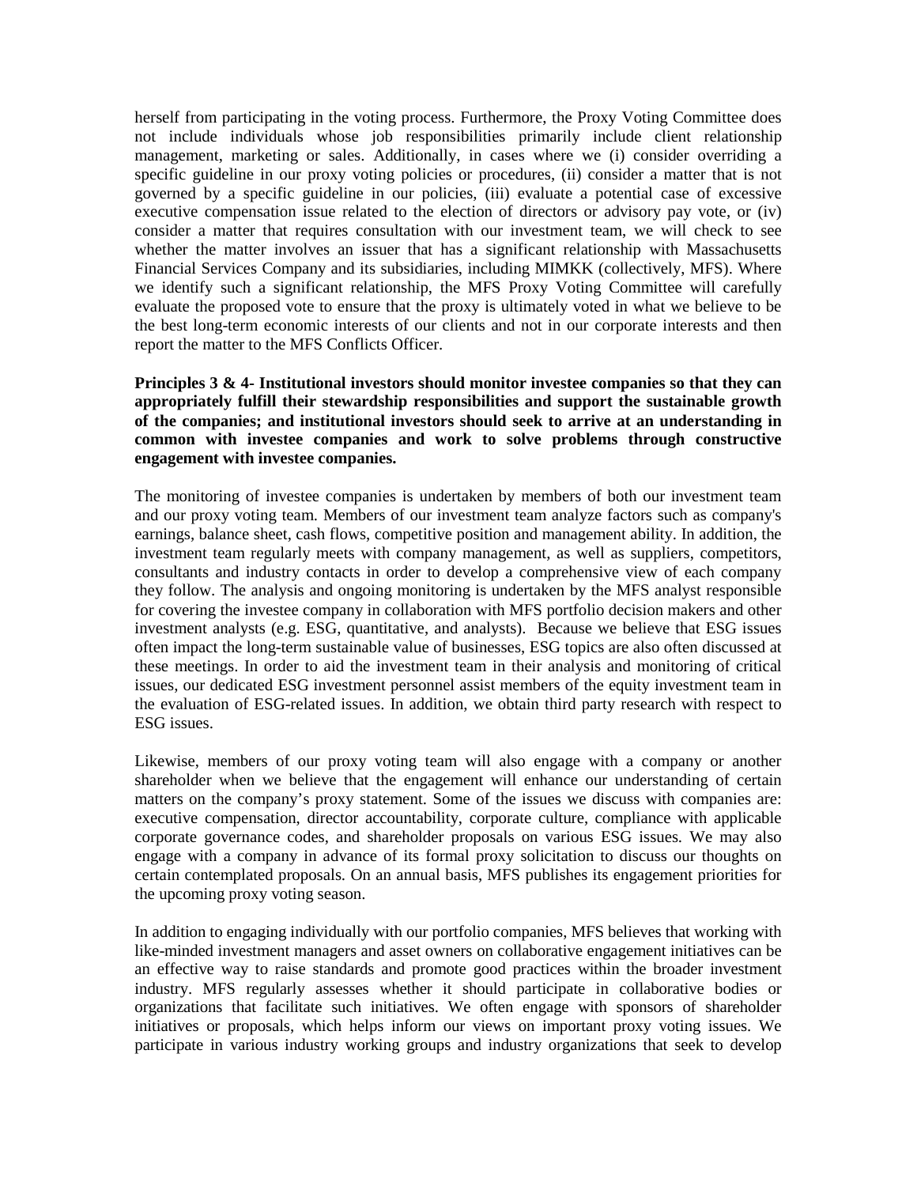herself from participating in the voting process. Furthermore, the Proxy Voting Committee does not include individuals whose job responsibilities primarily include client relationship management, marketing or sales. Additionally, in cases where we (i) consider overriding a specific guideline in our proxy voting policies or procedures, (ii) consider a matter that is not governed by a specific guideline in our policies, (iii) evaluate a potential case of excessive executive compensation issue related to the election of directors or advisory pay vote, or (iv) consider a matter that requires consultation with our investment team, we will check to see whether the matter involves an issuer that has a significant relationship with Massachusetts Financial Services Company and its subsidiaries, including MIMKK (collectively, MFS). Where we identify such a significant relationship, the MFS Proxy Voting Committee will carefully evaluate the proposed vote to ensure that the proxy is ultimately voted in what we believe to be the best long-term economic interests of our clients and not in our corporate interests and then report the matter to the MFS Conflicts Officer.

**Principles 3 & 4- Institutional investors should monitor investee companies so that they can appropriately fulfill their stewardship responsibilities and support the sustainable growth of the companies; and institutional investors should seek to arrive at an understanding in common with investee companies and work to solve problems through constructive engagement with investee companies.**

The monitoring of investee companies is undertaken by members of both our investment team and our proxy voting team. Members of our investment team analyze factors such as company's earnings, balance sheet, cash flows, competitive position and management ability. In addition, the investment team regularly meets with company management, as well as suppliers, competitors, consultants and industry contacts in order to develop a comprehensive view of each company they follow. The analysis and ongoing monitoring is undertaken by the MFS analyst responsible for covering the investee company in collaboration with MFS portfolio decision makers and other investment analysts (e.g. ESG, quantitative, and analysts). Because we believe that ESG issues often impact the long-term sustainable value of businesses, ESG topics are also often discussed at these meetings. In order to aid the investment team in their analysis and monitoring of critical issues, our dedicated ESG investment personnel assist members of the equity investment team in the evaluation of ESG-related issues. In addition, we obtain third party research with respect to ESG issues.

Likewise, members of our proxy voting team will also engage with a company or another shareholder when we believe that the engagement will enhance our understanding of certain matters on the company's proxy statement. Some of the issues we discuss with companies are: executive compensation, director accountability, corporate culture, compliance with applicable corporate governance codes, and shareholder proposals on various ESG issues. We may also engage with a company in advance of its formal proxy solicitation to discuss our thoughts on certain contemplated proposals. On an annual basis, MFS publishes its engagement priorities for the upcoming proxy voting season.

In addition to engaging individually with our portfolio companies, MFS believes that working with like-minded investment managers and asset owners on collaborative engagement initiatives can be an effective way to raise standards and promote good practices within the broader investment industry. MFS regularly assesses whether it should participate in collaborative bodies or organizations that facilitate such initiatives. We often engage with sponsors of shareholder initiatives or proposals, which helps inform our views on important proxy voting issues. We participate in various industry working groups and industry organizations that seek to develop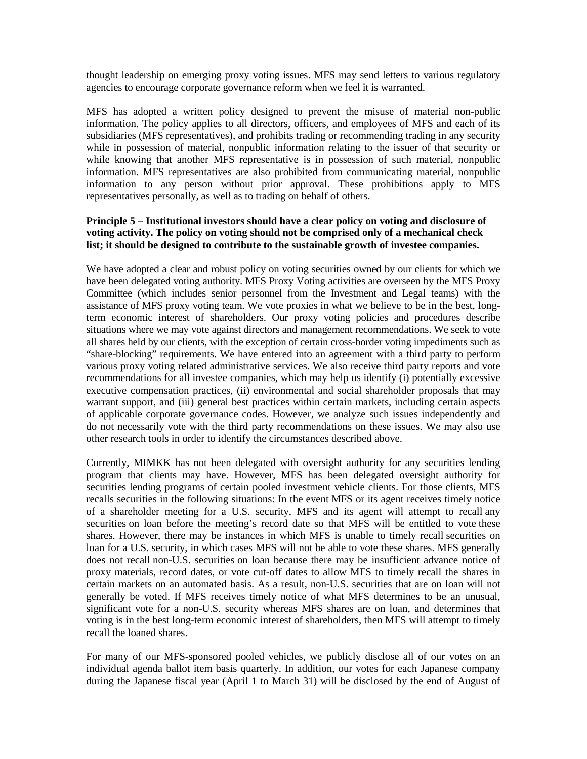thought leadership on emerging proxy voting issues. MFS may send letters to various regulatory agencies to encourage corporate governance reform when we feel it is warranted.

MFS has adopted a written policy designed to prevent the misuse of material non-public information. The policy applies to all directors, officers, and employees of MFS and each of its subsidiaries (MFS representatives), and prohibits trading or recommending trading in any security while in possession of material, nonpublic information relating to the issuer of that security or while knowing that another MFS representative is in possession of such material, nonpublic information. MFS representatives are also prohibited from communicating material, nonpublic information to any person without prior approval. These prohibitions apply to MFS representatives personally, as well as to trading on behalf of others.

**Principle 5 – Institutional investors should have a clear policy on voting and disclosure of voting activity. The policy on voting should not be comprised only of a mechanical check list; it should be designed to contribute to the sustainable growth of investee companies.**

We have adopted a clear and robust policy on voting securities owned by our clients for which we have been delegated voting authority. MFS Proxy Voting activities are overseen by the MFS Proxy Committee (which includes senior personnel from the Investment and Legal teams) with the assistance of MFS proxy voting team. We vote proxies in what we believe to be in the best, long-term economic interest of shareholders. Our proxy voting policies and procedures describe situations where we may vote against directors and management recommendations. We seek to vote all shares held by our clients, with the exception of certain cross-border voting impediments such as "share-blocking" requirements. We have entered into an agreement with a third party to perform various proxy voting related administrative services. We also receive third party reports and vote recommendations for all investee companies, which may help us identify (i) potentially excessive executive compensation practices, (ii) environmental and social shareholder proposals that may warrant support, and (iii) general best practices within certain markets, including certain aspects of applicable corporate governance codes. However, we analyze such issues independently and do not necessarily vote with the third party recommendations on these issues. We may also use other research tools in order to identify the circumstances described above.

Currently, MIMKK has not been delegated with oversight authority for any securities lending program that clients may have. However, MFS has been delegated oversight authority for securities lending programs of certain pooled investment vehicle clients. For those clients, MFS recalls securities in the following situations: In the event MFS or its agent receives timely notice of a shareholder meeting for a U.S. security, MFS and its agent will attempt to recall any securities on loan before the meeting's record date so that MFS will be entitled to vote these shares. However, there may be instances in which MFS is unable to timely recall securities on loan for a U.S. security, in which cases MFS will not be able to vote these shares. MFS generally does not recall non-U.S. securities on loan because there may be insufficient advance notice of proxy materials, record dates, or vote cut-off dates to allow MFS to timely recall the shares in certain markets on an automated basis. As a result, non-U.S. securities that are on loan will not generally be voted. If MFS receives timely notice of what MFS determines to be an unusual, significant vote for a non-U.S. security whereas MFS shares are on loan, and determines that voting is in the best long-term economic interest of shareholders, then MFS will attempt to timely recall the loaned shares.

For many of our MFS-sponsored pooled vehicles, we publicly disclose all of our votes on an individual agenda ballot item basis quarterly. In addition, our votes for each Japanese company during the Japanese fiscal year (April 1 to March 31) will be disclosed by the end of August of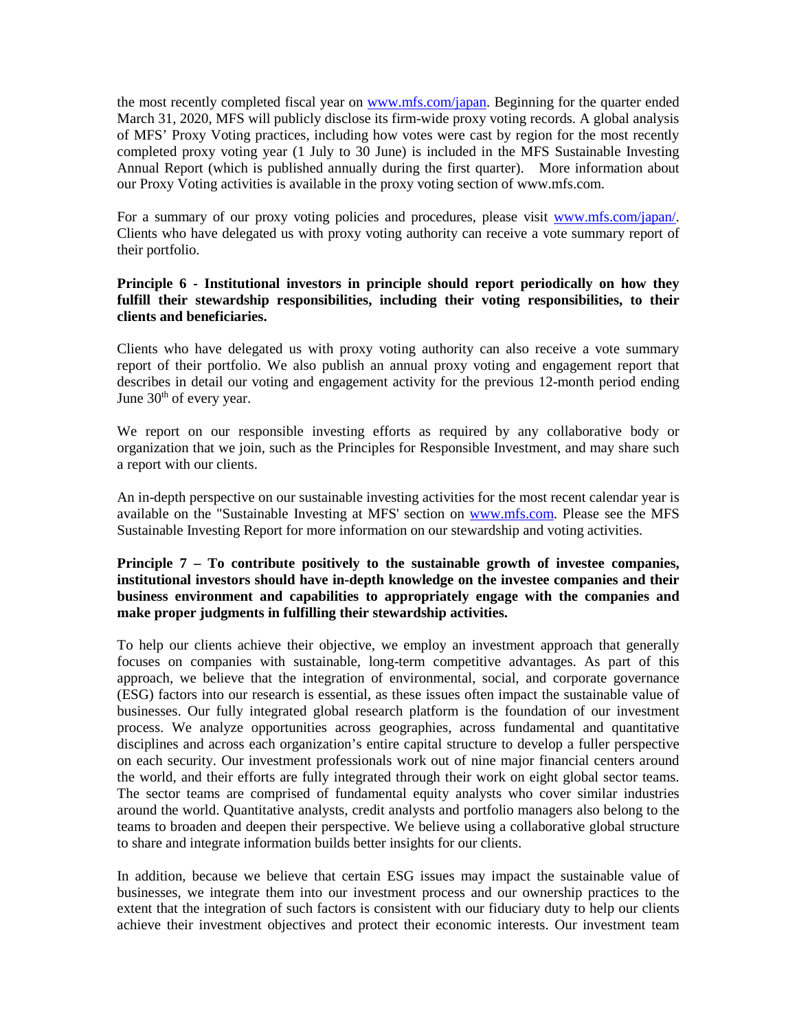the most recently completed fiscal year on www.mfs.com/japan. Beginning for the quarter ended March 31, 2020, MFS will publicly disclose its firm-wide proxy voting records. A global analysis of MFS' Proxy Voting practices, including how votes were cast by region for the most recently completed proxy voting year (1 July to 30 June) is included in the MFS Sustainable Investing Annual Report (which is published annually during the first quarter). More information about our Proxy Voting activities is available in the proxy voting section of www.mfs.com.

For a summary of our proxy voting policies and procedures, please visit www.mfs.com/japan/. Clients who have delegated us with proxy voting authority can receive a vote summary report of their portfolio.

**Principle 6 - Institutional investors in principle should report periodically on how they fulfill their stewardship responsibilities, including their voting responsibilities, to their clients and beneficiaries.**

Clients who have delegated us with proxy voting authority can also receive a vote summary report of their portfolio. We also publish an annual proxy voting and engagement report that describes in detail our voting and engagement activity for the previous 12-month period ending June 30th of every year.

We report on our responsible investing efforts as required by any collaborative body or organization that we join, such as the Principles for Responsible Investment, and may share such a report with our clients.

An in-depth perspective on our sustainable investing activities for the most recent calendar year is available on the "Sustainable Investing at MFS' section on www.mfs.com. Please see the MFS Sustainable Investing Report for more information on our stewardship and voting activities.

**Principle 7 – To contribute positively to the sustainable growth of investee companies, institutional investors should have in-depth knowledge on the investee companies and their business environment and capabilities to appropriately engage with the companies and make proper judgments in fulfilling their stewardship activities.**

To help our clients achieve their objective, we employ an investment approach that generally focuses on companies with sustainable, long-term competitive advantages. As part of this approach, we believe that the integration of environmental, social, and corporate governance (ESG) factors into our research is essential, as these issues often impact the sustainable value of businesses. Our fully integrated global research platform is the foundation of our investment process. We analyze opportunities across geographies, across fundamental and quantitative disciplines and across each organization's entire capital structure to develop a fuller perspective on each security. Our investment professionals work out of nine major financial centers around the world, and their efforts are fully integrated through their work on eight global sector teams. The sector teams are comprised of fundamental equity analysts who cover similar industries around the world. Quantitative analysts, credit analysts and portfolio managers also belong to the teams to broaden and deepen their perspective. We believe using a collaborative global structure to share and integrate information builds better insights for our clients.

In addition, because we believe that certain ESG issues may impact the sustainable value of businesses, we integrate them into our investment process and our ownership practices to the extent that the integration of such factors is consistent with our fiduciary duty to help our clients achieve their investment objectives and protect their economic interests. Our investment team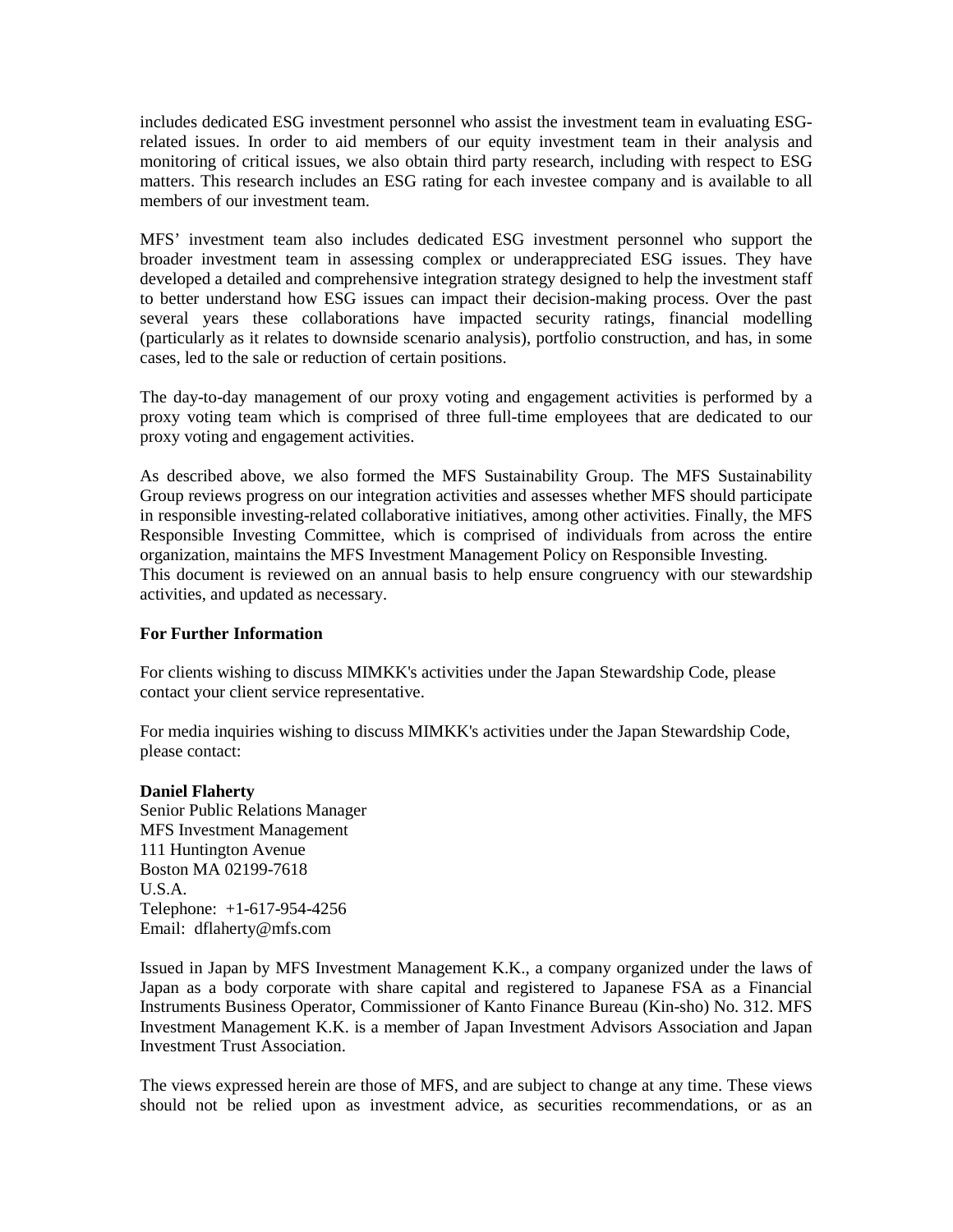includes dedicated ESG investment personnel who assist the investment team in evaluating ESG-related issues. In order to aid members of our equity investment team in their analysis and monitoring of critical issues, we also obtain third party research, including with respect to ESG matters. This research includes an ESG rating for each investee company and is available to all members of our investment team.

MFS' investment team also includes dedicated ESG investment personnel who support the broader investment team in assessing complex or underappreciated ESG issues. They have developed a detailed and comprehensive integration strategy designed to help the investment staff to better understand how ESG issues can impact their decision-making process. Over the past several years these collaborations have impacted security ratings, financial modelling (particularly as it relates to downside scenario analysis), portfolio construction, and has, in some cases, led to the sale or reduction of certain positions.

The day-to-day management of our proxy voting and engagement activities is performed by a proxy voting team which is comprised of three full-time employees that are dedicated to our proxy voting and engagement activities.

As described above, we also formed the MFS Sustainability Group. The MFS Sustainability Group reviews progress on our integration activities and assesses whether MFS should participate in responsible investing-related collaborative initiatives, among other activities. Finally, the MFS Responsible Investing Committee, which is comprised of individuals from across the entire organization, maintains the MFS Investment Management Policy on Responsible Investing.
This document is reviewed on an annual basis to help ensure congruency with our stewardship activities, and updated as necessary.

**For Further Information**

For clients wishing to discuss MIMKK's activities under the Japan Stewardship Code, please contact your client service representative.

For media inquiries wishing to discuss MIMKK's activities under the Japan Stewardship Code, please contact:

**Daniel Flaherty**
Senior Public Relations Manager
MFS Investment Management
111 Huntington Avenue
Boston MA 02199-7618
U.S.A.
Telephone: +1-617-954-4256
Email: dflaherty@mfs.com

Issued in Japan by MFS Investment Management K.K., a company organized under the laws of Japan as a body corporate with share capital and registered to Japanese FSA as a Financial Instruments Business Operator, Commissioner of Kanto Finance Bureau (Kin-sho) No. 312. MFS Investment Management K.K. is a member of Japan Investment Advisors Association and Japan Investment Trust Association.

The views expressed herein are those of MFS, and are subject to change at any time. These views should not be relied upon as investment advice, as securities recommendations, or as an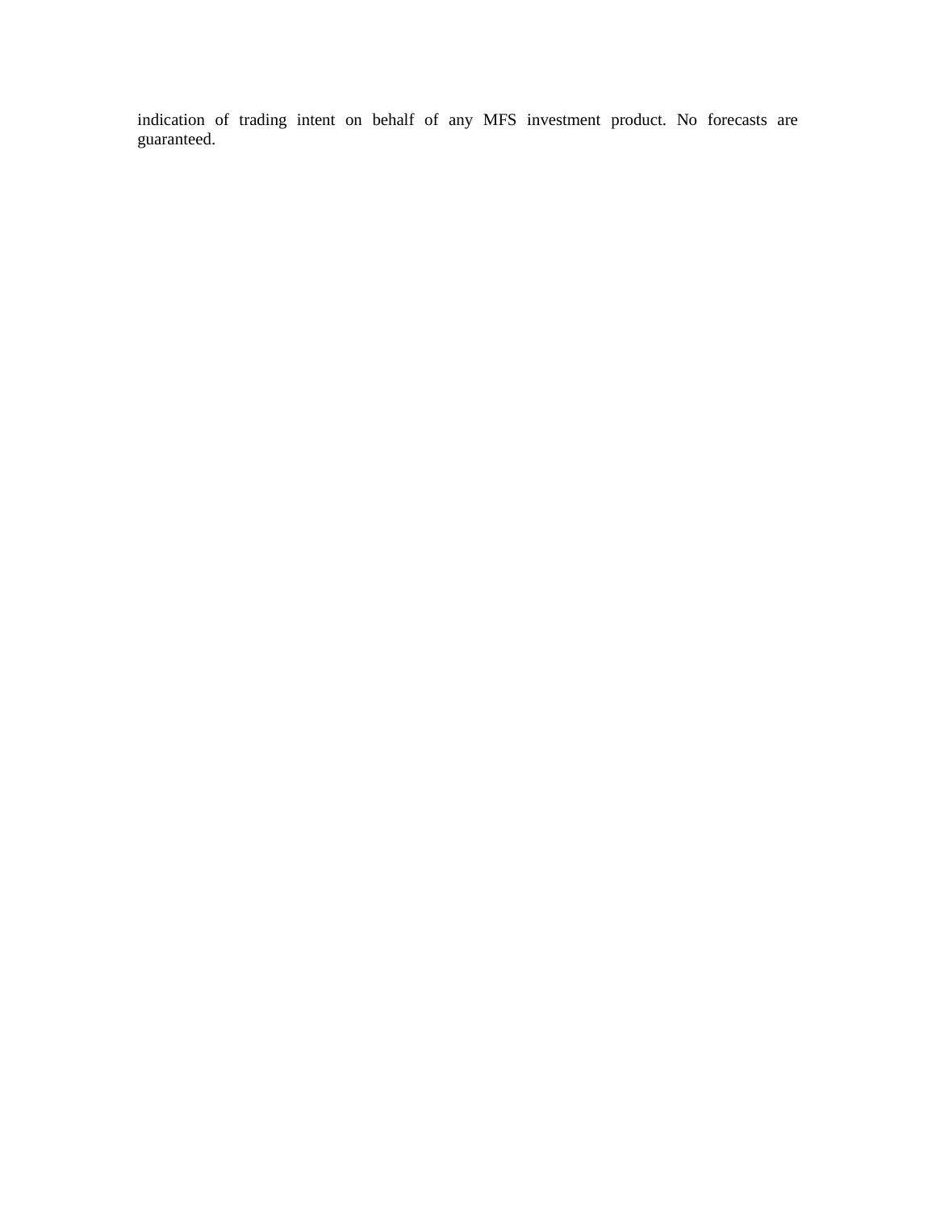indication of trading intent on behalf of any MFS investment product. No forecasts are guaranteed.